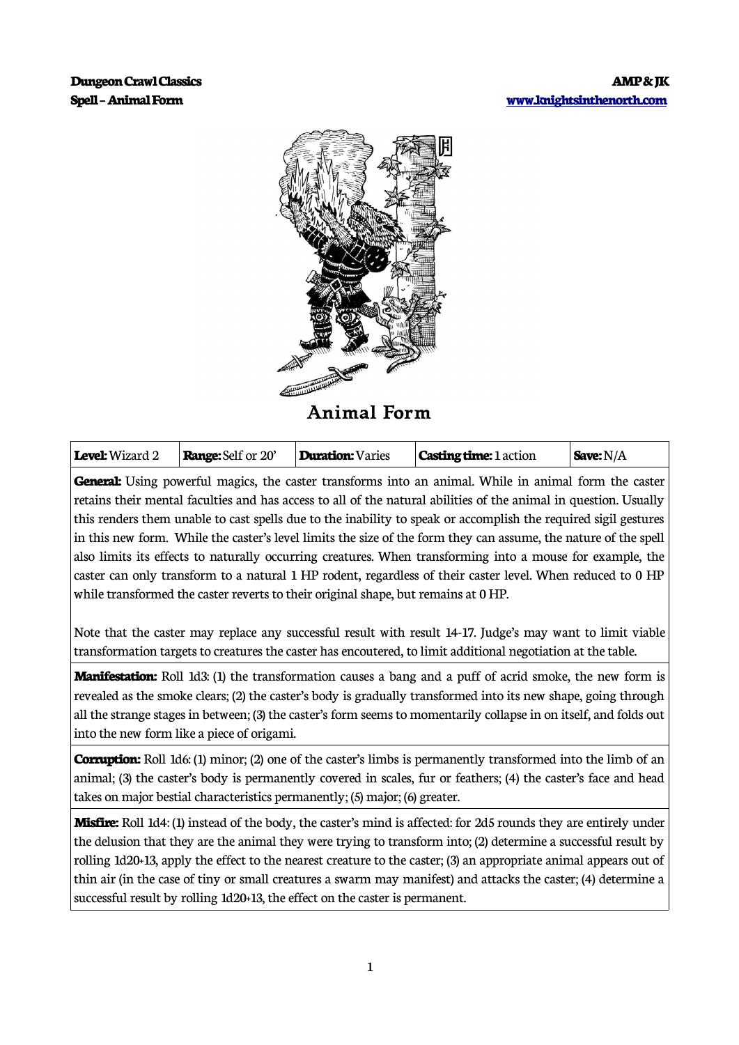# Animal Form

| **Level:** Wizard 2 | **Range:** Self or 20' | **Duration:** Varies | **Casting time:** 1 action | **Save:** N/A |
|---|---|---|---|---|

**General:** Using powerful magics, the caster transforms into an animal. While in animal form the caster retains their mental faculties and has access to all of the natural abilities of the animal in question. Usually this renders them unable to cast spells due to the inability to speak or accomplish the required sigil gestures in this new form. While the caster's level limits the size of the form they can assume, the nature of the spell also limits its effects to naturally occurring creatures. When transforming into a mouse for example, the caster can only transform to a natural 1 HP rodent, regardless of their caster level. When reduced to 0 HP while transformed the caster reverts to their original shape, but remains at 0 HP.

Note that the caster may replace any successful result with result 14-17. Judge's may want to limit viable transformation targets to creatures the caster has encoutered, to limit additional negotiation at the table.

**Manifestation:** Roll 1d3: (1) the transformation causes a bang and a puff of acrid smoke, the new form is revealed as the smoke clears; (2) the caster's body is gradually transformed into its new shape, going through all the strange stages in between; (3) the caster's form seems to momentarily collapse in on itself, and folds out into the new form like a piece of origami.

**Corruption:** Roll 1d6: (1) minor; (2) one of the caster's limbs is permanently transformed into the limb of an animal; (3) the caster's body is permanently covered in scales, fur or feathers; (4) the caster's face and head takes on major bestial characteristics permanently; (5) major; (6) greater.

**Misfire:** Roll 1d4: (1) instead of the body, the caster's mind is affected: for 2d5 rounds they are entirely under the delusion that they are the animal they were trying to transform into; (2) determine a successful result by rolling 1d20+13, apply the effect to the nearest creature to the caster; (3) an appropriate animal appears out of thin air (in the case of tiny or small creatures a swarm may manifest) and attacks the caster; (4) determine a successful result by rolling 1d20+13, the effect on the caster is permanent.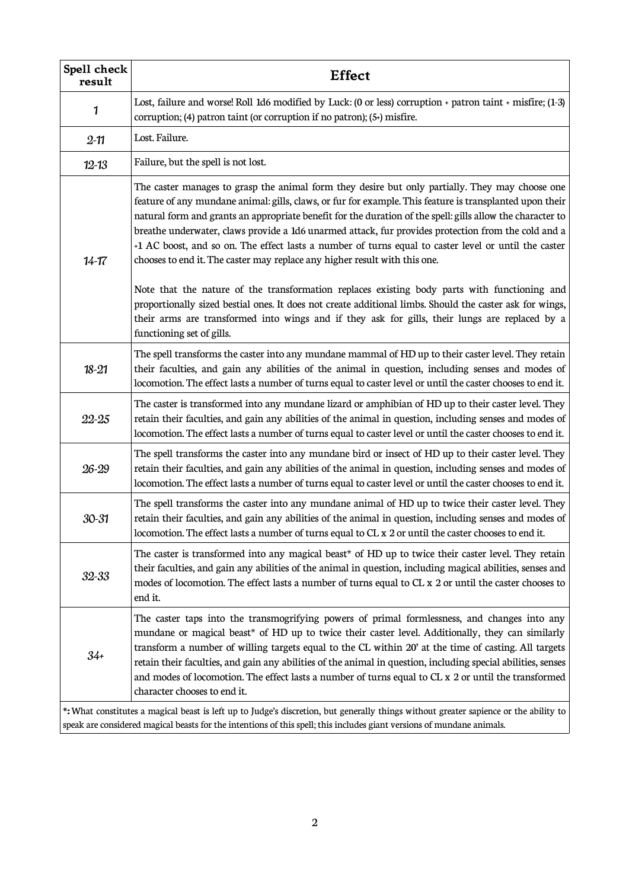| Spell check result | Effect |
|---|---|
| 1 | Lost, failure and worse! Roll 1d6 modified by Luck: (0 or less) corruption + patron taint + misfire; (1-3) corruption; (4) patron taint (or corruption if no patron); (5+) misfire. |
| 2-11 | Lost. Failure. |
| 12-13 | Failure, but the spell is not lost. |
| 14-17 | The caster manages to grasp the animal form they desire but only partially. They may choose one feature of any mundane animal: gills, claws, or fur for example. This feature is transplanted upon their natural form and grants an appropriate benefit for the duration of the spell: gills allow the character to breathe underwater, claws provide a 1d6 unarmed attack, fur provides protection from the cold and a +1 AC boost, and so on. The effect lasts a number of turns equal to caster level or until the caster chooses to end it. The caster may replace any higher result with this one.<br><br>Note that the nature of the transformation replaces existing body parts with functioning and proportionally sized bestial ones. It does not create additional limbs. Should the caster ask for wings, their arms are transformed into wings and if they ask for gills, their lungs are replaced by a functioning set of gills. |
| 18-21 | The spell transforms the caster into any mundane mammal of HD up to their caster level. They retain their faculties, and gain any abilities of the animal in question, including senses and modes of locomotion. The effect lasts a number of turns equal to caster level or until the caster chooses to end it. |
| 22-25 | The caster is transformed into any mundane lizard or amphibian of HD up to their caster level. They retain their faculties, and gain any abilities of the animal in question, including senses and modes of locomotion. The effect lasts a number of turns equal to caster level or until the caster chooses to end it. |
| 26-29 | The spell transforms the caster into any mundane bird or insect of HD up to their caster level. They retain their faculties, and gain any abilities of the animal in question, including senses and modes of locomotion. The effect lasts a number of turns equal to caster level or until the caster chooses to end it. |
| 30-31 | The spell transforms the caster into any mundane animal of HD up to twice their caster level. They retain their faculties, and gain any abilities of the animal in question, including senses and modes of locomotion. The effect lasts a number of turns equal to CL x 2 or until the caster chooses to end it. |
| 32-33 | The caster is transformed into any magical beast* of HD up to twice their caster level. They retain their faculties, and gain any abilities of the animal in question, including magical abilities, senses and modes of locomotion. The effect lasts a number of turns equal to CL x 2 or until the caster chooses to end it. |
| 34+ | The caster taps into the transmogrifying powers of primal formlessness, and changes into any mundane or magical beast* of HD up to twice their caster level. Additionally, they can similarly transform a number of willing targets equal to the CL within 20' at the time of casting. All targets retain their faculties, and gain any abilities of the animal in question, including special abilities, senses and modes of locomotion. The effect lasts a number of turns equal to CL x 2 or until the transformed character chooses to end it. |

**\*:** What constitutes a magical beast is left up to Judge's discretion, but generally things without greater sapience or the ability to speak are considered magical beasts for the intentions of this spell; this includes giant versions of mundane animals.